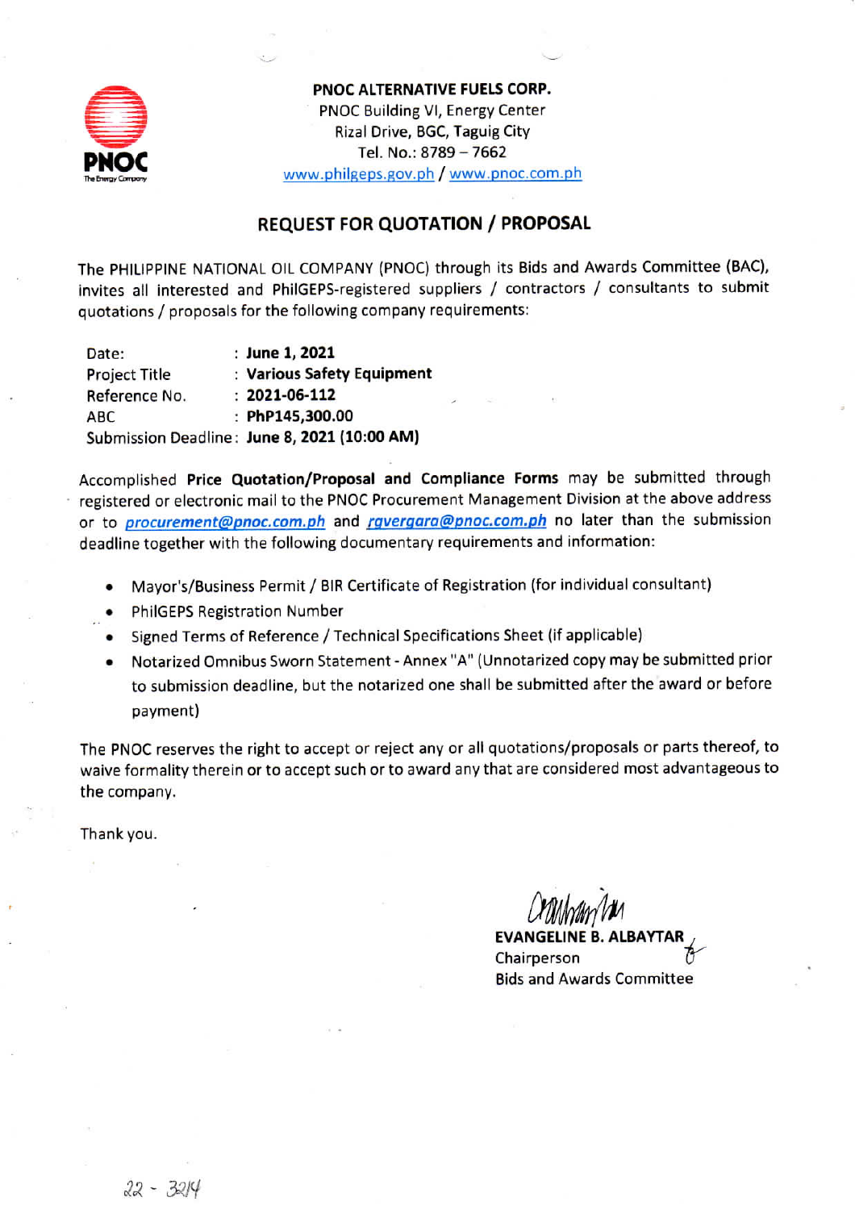**PNOC ALTERNATIVE FUELS CORP.**
PNOC Building VI, Energy Center
Rizal Drive, BGC, Taguig City
Tel. No.: 8789 – 7662
www.philgeps.gov.ph / www.pnoc.com.ph

## REQUEST FOR QUOTATION / PROPOSAL

The PHILIPPINE NATIONAL OIL COMPANY (PNOC) through its Bids and Awards Committee (BAC), invites all interested and PhilGEPS-registered suppliers / contractors / consultants to submit quotations / proposals for the following company requirements:

| | |
|---|---|
| Date: | : **June 1, 2021** |
| Project Title | : **Various Safety Equipment** |
| Reference No. | : **2021-06-112** |
| ABC | : **PhP145,300.00** |
| Submission Deadline | : **June 8, 2021 (10:00 AM)** |

Accomplished **Price Quotation/Proposal and Compliance Forms** may be submitted through registered or electronic mail to the PNOC Procurement Management Division at the above address or to *procurement@pnoc.com.ph* and *rgvergara@pnoc.com.ph* no later than the submission deadline together with the following documentary requirements and information:

- Mayor's/Business Permit / BIR Certificate of Registration (for individual consultant)
- PhilGEPS Registration Number
- Signed Terms of Reference / Technical Specifications Sheet (if applicable)
- Notarized Omnibus Sworn Statement - Annex "A" (Unnotarized copy may be submitted prior to submission deadline, but the notarized one shall be submitted after the award or before payment)

The PNOC reserves the right to accept or reject any or all quotations/proposals or parts thereof, to waive formality therein or to accept such or to award any that are considered most advantageous to the company.

Thank you.

**EVANGELINE B. ALBAYTAR**
Chairperson
Bids and Awards Committee

22 - 3214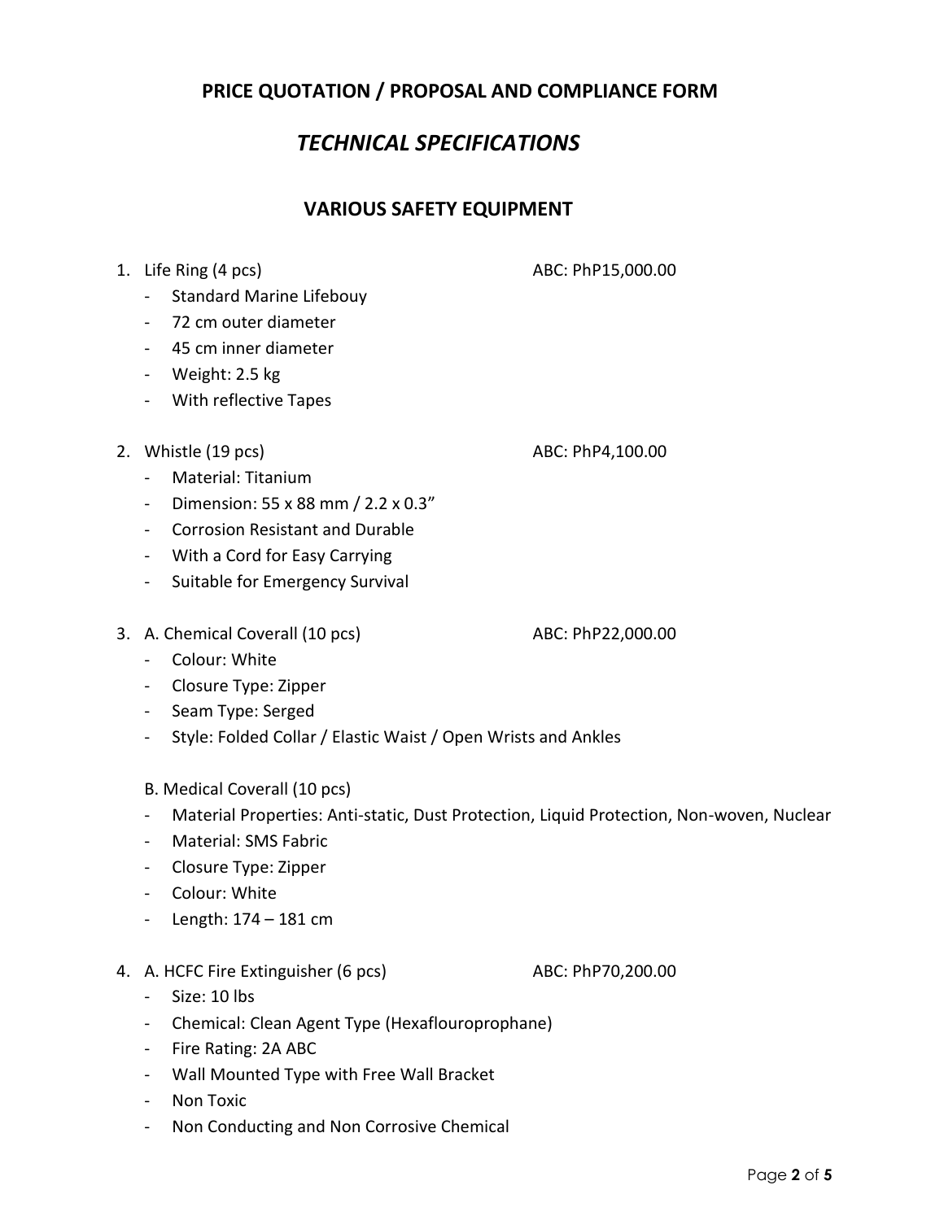## PRICE QUOTATION / PROPOSAL AND COMPLIANCE FORM

# *TECHNICAL SPECIFICATIONS*

## VARIOUS SAFETY EQUIPMENT

1. Life Ring (4 pcs) — ABC: PhP15,000.00
   - Standard Marine Lifebouy
   - 72 cm outer diameter
   - 45 cm inner diameter
   - Weight: 2.5 kg
   - With reflective Tapes

2. Whistle (19 pcs) — ABC: PhP4,100.00
   - Material: Titanium
   - Dimension: 55 x 88 mm / 2.2 x 0.3"
   - Corrosion Resistant and Durable
   - With a Cord for Easy Carrying
   - Suitable for Emergency Survival

3. A. Chemical Coverall (10 pcs) — ABC: PhP22,000.00
   - Colour: White
   - Closure Type: Zipper
   - Seam Type: Serged
   - Style: Folded Collar / Elastic Waist / Open Wrists and Ankles

   B. Medical Coverall (10 pcs)
   - Material Properties: Anti-static, Dust Protection, Liquid Protection, Non-woven, Nuclear
   - Material: SMS Fabric
   - Closure Type: Zipper
   - Colour: White
   - Length: 174 – 181 cm

4. A. HCFC Fire Extinguisher (6 pcs) — ABC: PhP70,200.00
   - Size: 10 lbs
   - Chemical: Clean Agent Type (Hexaflouroprophane)
   - Fire Rating: 2A ABC
   - Wall Mounted Type with Free Wall Bracket
   - Non Toxic
   - Non Conducting and Non Corrosive Chemical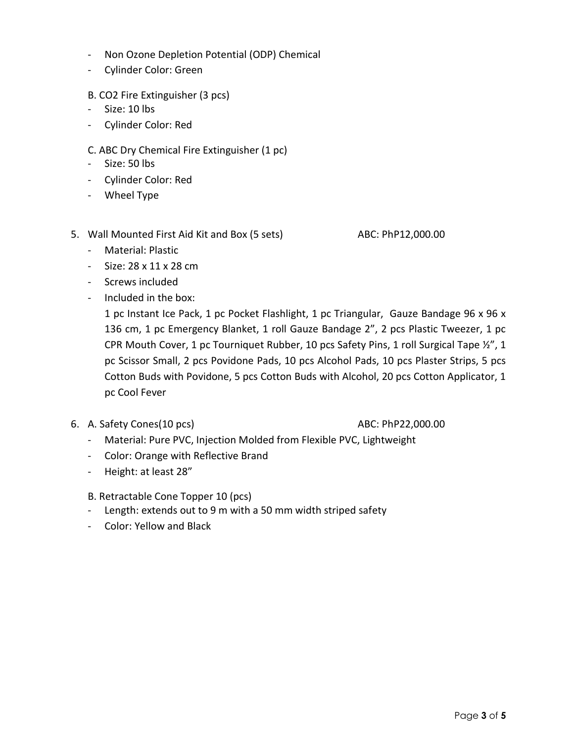- Non Ozone Depletion Potential (ODP) Chemical
- Cylinder Color: Green

B. $CO_2$ Fire Extinguisher (3 pcs)

- Size: 10 lbs
- Cylinder Color: Red

C. ABC Dry Chemical Fire Extinguisher (1 pc)

- Size: 50 lbs
- Cylinder Color: Red
- Wheel Type

5. Wall Mounted First Aid Kit and Box (5 sets) ABC: PhP12,000.00
   - Material: Plastic
   - Size: 28 x 11 x 28 cm
   - Screws included
   - Included in the box:

     1 pc Instant Ice Pack, 1 pc Pocket Flashlight, 1 pc Triangular, Gauze Bandage 96 x 96 x 136 cm, 1 pc Emergency Blanket, 1 roll Gauze Bandage 2", 2 pcs Plastic Tweezer, 1 pc CPR Mouth Cover, 1 pc Tourniquet Rubber, 10 pcs Safety Pins, 1 roll Surgical Tape ½", 1 pc Scissor Small, 2 pcs Povidone Pads, 10 pcs Alcohol Pads, 10 pcs Plaster Strips, 5 pcs Cotton Buds with Povidone, 5 pcs Cotton Buds with Alcohol, 20 pcs Cotton Applicator, 1 pc Cool Fever

6. A. Safety Cones(10 pcs) ABC: PhP22,000.00
   - Material: Pure PVC, Injection Molded from Flexible PVC, Lightweight
   - Color: Orange with Reflective Brand
   - Height: at least 28"

   B. Retractable Cone Topper 10 (pcs)
   - Length: extends out to 9 m with a 50 mm width striped safety
   - Color: Yellow and Black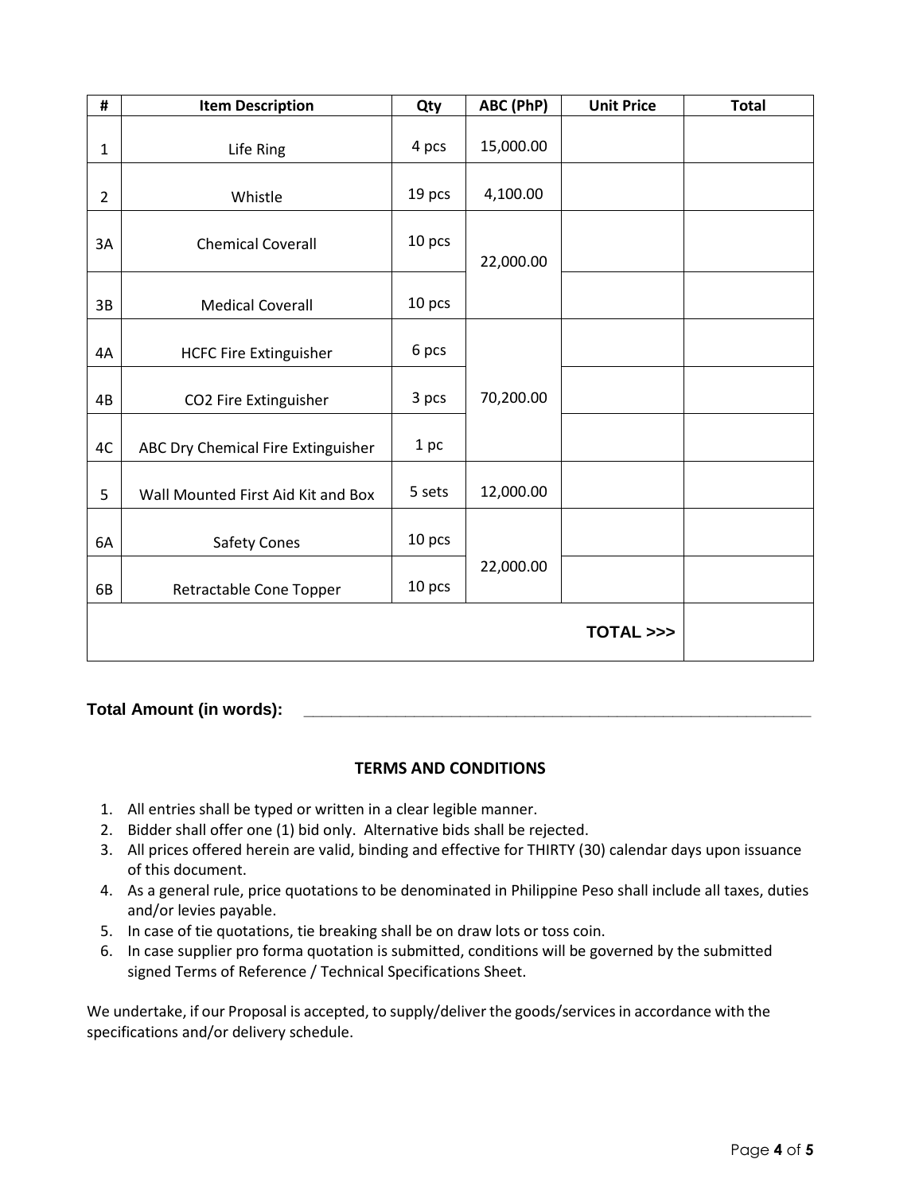| # | Item Description | Qty | ABC (PhP) | Unit Price | Total |
|---|---|---|---|---|---|
| 1 | Life Ring | 4 pcs | 15,000.00 | | |
| 2 | Whistle | 19 pcs | 4,100.00 | | |
| 3A | Chemical Coverall | 10 pcs | 22,000.00 | | |
| 3B | Medical Coverall | 10 pcs | | | |
| 4A | HCFC Fire Extinguisher | 6 pcs | 70,200.00 | | |
| 4B | $CO_2$ Fire Extinguisher | 3 pcs | | | |
| 4C | ABC Dry Chemical Fire Extinguisher | 1 pc | | | |
| 5 | Wall Mounted First Aid Kit and Box | 5 sets | 12,000.00 | | |
| 6A | Safety Cones | 10 pcs | 22,000.00 | | |
| 6B | Retractable Cone Topper | 10 pcs | | | |
| | | | | **TOTAL >>>** | |

**Total Amount (in words):** ____________________________________________________________

**TERMS AND CONDITIONS**

1. All entries shall be typed or written in a clear legible manner.
2. Bidder shall offer one (1) bid only. Alternative bids shall be rejected.
3. All prices offered herein are valid, binding and effective for THIRTY (30) calendar days upon issuance of this document.
4. As a general rule, price quotations to be denominated in Philippine Peso shall include all taxes, duties and/or levies payable.
5. In case of tie quotations, tie breaking shall be on draw lots or toss coin.
6. In case supplier pro forma quotation is submitted, conditions will be governed by the submitted signed Terms of Reference / Technical Specifications Sheet.

We undertake, if our Proposal is accepted, to supply/deliver the goods/services in accordance with the specifications and/or delivery schedule.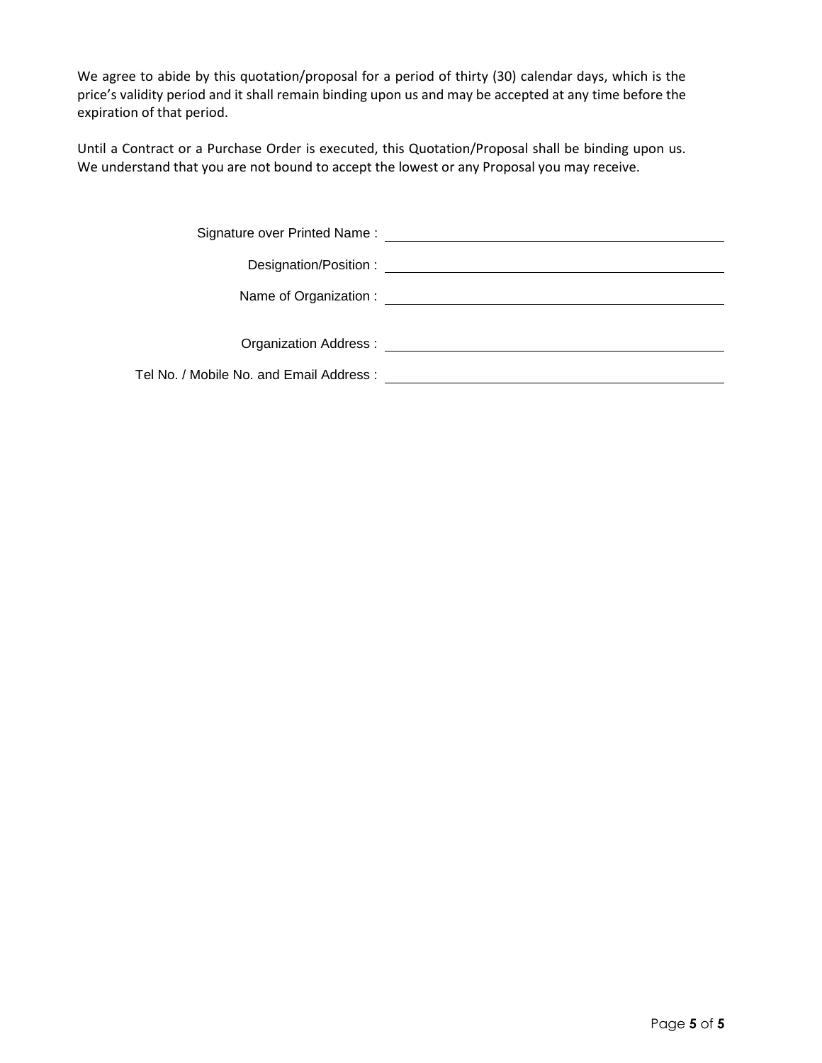We agree to abide by this quotation/proposal for a period of thirty (30) calendar days, which is the price's validity period and it shall remain binding upon us and may be accepted at any time before the expiration of that period.

Until a Contract or a Purchase Order is executed, this Quotation/Proposal shall be binding upon us. We understand that you are not bound to accept the lowest or any Proposal you may receive.

Signature over Printed Name : ______________________________

Designation/Position : ______________________________

Name of Organization : ______________________________

Organization Address : ______________________________

Tel No. / Mobile No. and Email Address : ______________________________